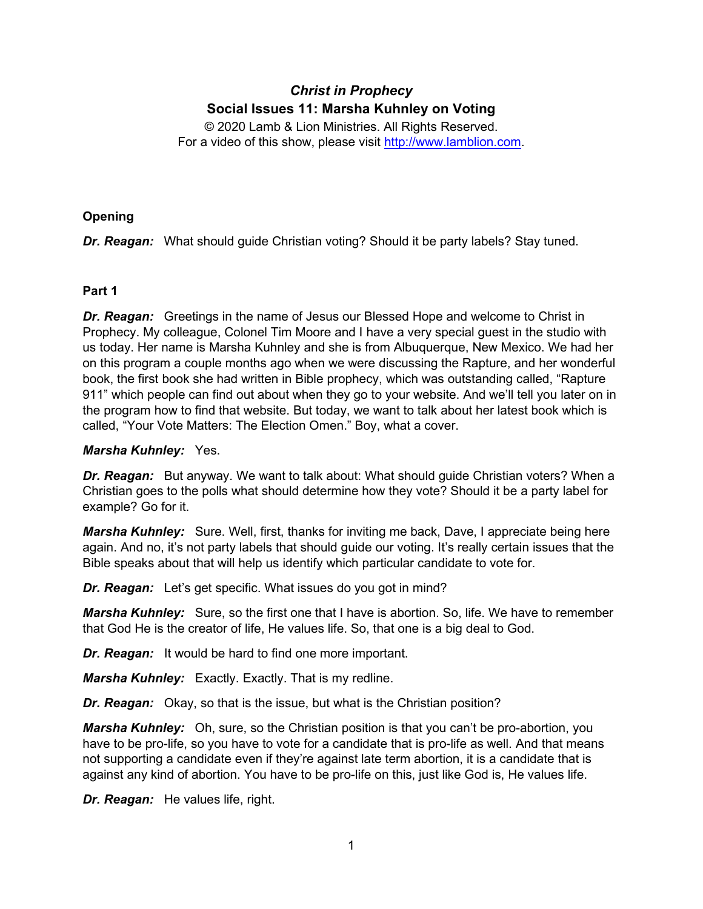# *Christ in Prophecy*

## Social Issues 11: Marsha Kuhnley on Voting

© 2020 Lamb & Lion Ministries. All Rights Reserved.
For a video of this show, please visit http://www.lamblion.com.

### Opening

***Dr. Reagan:*** What should guide Christian voting? Should it be party labels? Stay tuned.

### Part 1

***Dr. Reagan:*** Greetings in the name of Jesus our Blessed Hope and welcome to Christ in Prophecy. My colleague, Colonel Tim Moore and I have a very special guest in the studio with us today. Her name is Marsha Kuhnley and she is from Albuquerque, New Mexico. We had her on this program a couple months ago when we were discussing the Rapture, and her wonderful book, the first book she had written in Bible prophecy, which was outstanding called, "Rapture 911" which people can find out about when they go to your website. And we'll tell you later on in the program how to find that website. But today, we want to talk about her latest book which is called, "Your Vote Matters: The Election Omen." Boy, what a cover.

***Marsha Kuhnley:*** Yes.

***Dr. Reagan:*** But anyway. We want to talk about: What should guide Christian voters? When a Christian goes to the polls what should determine how they vote? Should it be a party label for example? Go for it.

***Marsha Kuhnley:*** Sure. Well, first, thanks for inviting me back, Dave, I appreciate being here again. And no, it's not party labels that should guide our voting. It's really certain issues that the Bible speaks about that will help us identify which particular candidate to vote for.

***Dr. Reagan:*** Let's get specific. What issues do you got in mind?

***Marsha Kuhnley:*** Sure, so the first one that I have is abortion. So, life. We have to remember that God He is the creator of life, He values life. So, that one is a big deal to God.

***Dr. Reagan:*** It would be hard to find one more important.

***Marsha Kuhnley:*** Exactly. Exactly. That is my redline.

***Dr. Reagan:*** Okay, so that is the issue, but what is the Christian position?

***Marsha Kuhnley:*** Oh, sure, so the Christian position is that you can't be pro-abortion, you have to be pro-life, so you have to vote for a candidate that is pro-life as well. And that means not supporting a candidate even if they're against late term abortion, it is a candidate that is against any kind of abortion. You have to be pro-life on this, just like God is, He values life.

***Dr. Reagan:*** He values life, right.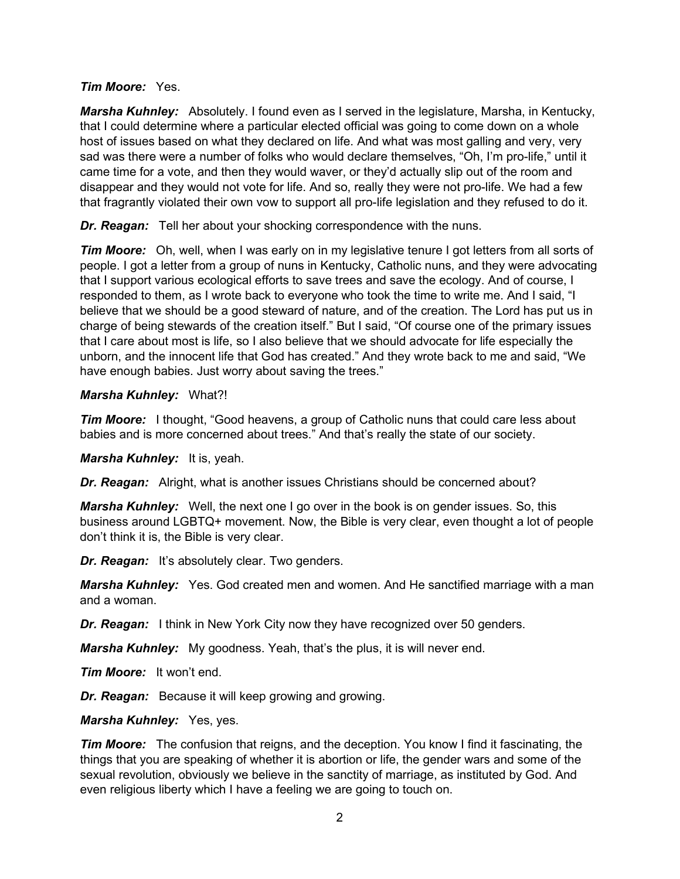***Tim Moore:*** Yes.

***Marsha Kuhnley:*** Absolutely. I found even as I served in the legislature, Marsha, in Kentucky, that I could determine where a particular elected official was going to come down on a whole host of issues based on what they declared on life. And what was most galling and very, very sad was there were a number of folks who would declare themselves, "Oh, I'm pro-life," until it came time for a vote, and then they would waver, or they'd actually slip out of the room and disappear and they would not vote for life. And so, really they were not pro-life. We had a few that fragrantly violated their own vow to support all pro-life legislation and they refused to do it.

***Dr. Reagan:*** Tell her about your shocking correspondence with the nuns.

***Tim Moore:*** Oh, well, when I was early on in my legislative tenure I got letters from all sorts of people. I got a letter from a group of nuns in Kentucky, Catholic nuns, and they were advocating that I support various ecological efforts to save trees and save the ecology. And of course, I responded to them, as I wrote back to everyone who took the time to write me. And I said, "I believe that we should be a good steward of nature, and of the creation. The Lord has put us in charge of being stewards of the creation itself." But I said, "Of course one of the primary issues that I care about most is life, so I also believe that we should advocate for life especially the unborn, and the innocent life that God has created." And they wrote back to me and said, "We have enough babies. Just worry about saving the trees."

***Marsha Kuhnley:*** What?!

***Tim Moore:*** I thought, "Good heavens, a group of Catholic nuns that could care less about babies and is more concerned about trees." And that's really the state of our society.

***Marsha Kuhnley:*** It is, yeah.

***Dr. Reagan:*** Alright, what is another issues Christians should be concerned about?

***Marsha Kuhnley:*** Well, the next one I go over in the book is on gender issues. So, this business around LGBTQ+ movement. Now, the Bible is very clear, even thought a lot of people don't think it is, the Bible is very clear.

***Dr. Reagan:*** It's absolutely clear. Two genders.

***Marsha Kuhnley:*** Yes. God created men and women. And He sanctified marriage with a man and a woman.

***Dr. Reagan:*** I think in New York City now they have recognized over 50 genders.

***Marsha Kuhnley:*** My goodness. Yeah, that's the plus, it is will never end.

***Tim Moore:*** It won't end.

***Dr. Reagan:*** Because it will keep growing and growing.

***Marsha Kuhnley:*** Yes, yes.

***Tim Moore:*** The confusion that reigns, and the deception. You know I find it fascinating, the things that you are speaking of whether it is abortion or life, the gender wars and some of the sexual revolution, obviously we believe in the sanctity of marriage, as instituted by God. And even religious liberty which I have a feeling we are going to touch on.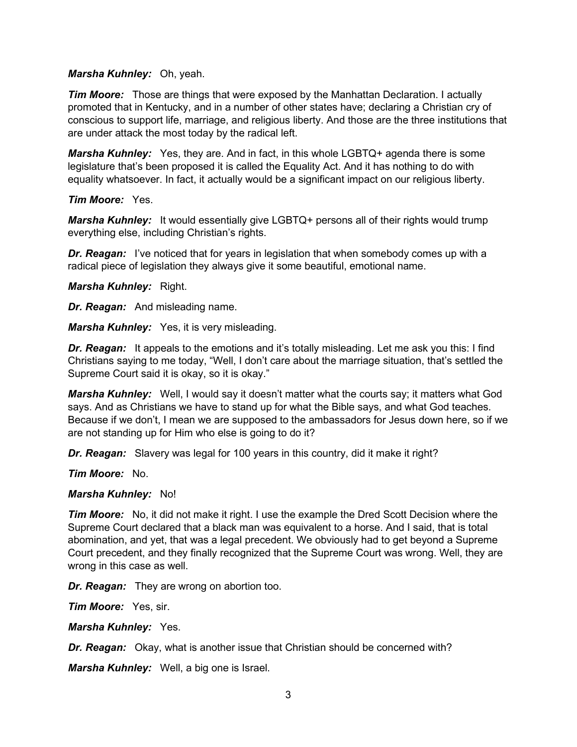***Marsha Kuhnley:*** Oh, yeah.

***Tim Moore:*** Those are things that were exposed by the Manhattan Declaration. I actually promoted that in Kentucky, and in a number of other states have; declaring a Christian cry of conscious to support life, marriage, and religious liberty. And those are the three institutions that are under attack the most today by the radical left.

***Marsha Kuhnley:*** Yes, they are. And in fact, in this whole LGBTQ+ agenda there is some legislature that's been proposed it is called the Equality Act. And it has nothing to do with equality whatsoever. In fact, it actually would be a significant impact on our religious liberty.

***Tim Moore:*** Yes.

***Marsha Kuhnley:*** It would essentially give LGBTQ+ persons all of their rights would trump everything else, including Christian's rights.

***Dr. Reagan:*** I've noticed that for years in legislation that when somebody comes up with a radical piece of legislation they always give it some beautiful, emotional name.

***Marsha Kuhnley:*** Right.

***Dr. Reagan:*** And misleading name.

***Marsha Kuhnley:*** Yes, it is very misleading.

***Dr. Reagan:*** It appeals to the emotions and it's totally misleading. Let me ask you this: I find Christians saying to me today, "Well, I don't care about the marriage situation, that's settled the Supreme Court said it is okay, so it is okay."

***Marsha Kuhnley:*** Well, I would say it doesn't matter what the courts say; it matters what God says. And as Christians we have to stand up for what the Bible says, and what God teaches. Because if we don't, I mean we are supposed to the ambassadors for Jesus down here, so if we are not standing up for Him who else is going to do it?

***Dr. Reagan:*** Slavery was legal for 100 years in this country, did it make it right?

***Tim Moore:*** No.

***Marsha Kuhnley:*** No!

***Tim Moore:*** No, it did not make it right. I use the example the Dred Scott Decision where the Supreme Court declared that a black man was equivalent to a horse. And I said, that is total abomination, and yet, that was a legal precedent. We obviously had to get beyond a Supreme Court precedent, and they finally recognized that the Supreme Court was wrong. Well, they are wrong in this case as well.

***Dr. Reagan:*** They are wrong on abortion too.

***Tim Moore:*** Yes, sir.

***Marsha Kuhnley:*** Yes.

***Dr. Reagan:*** Okay, what is another issue that Christian should be concerned with?

***Marsha Kuhnley:*** Well, a big one is Israel.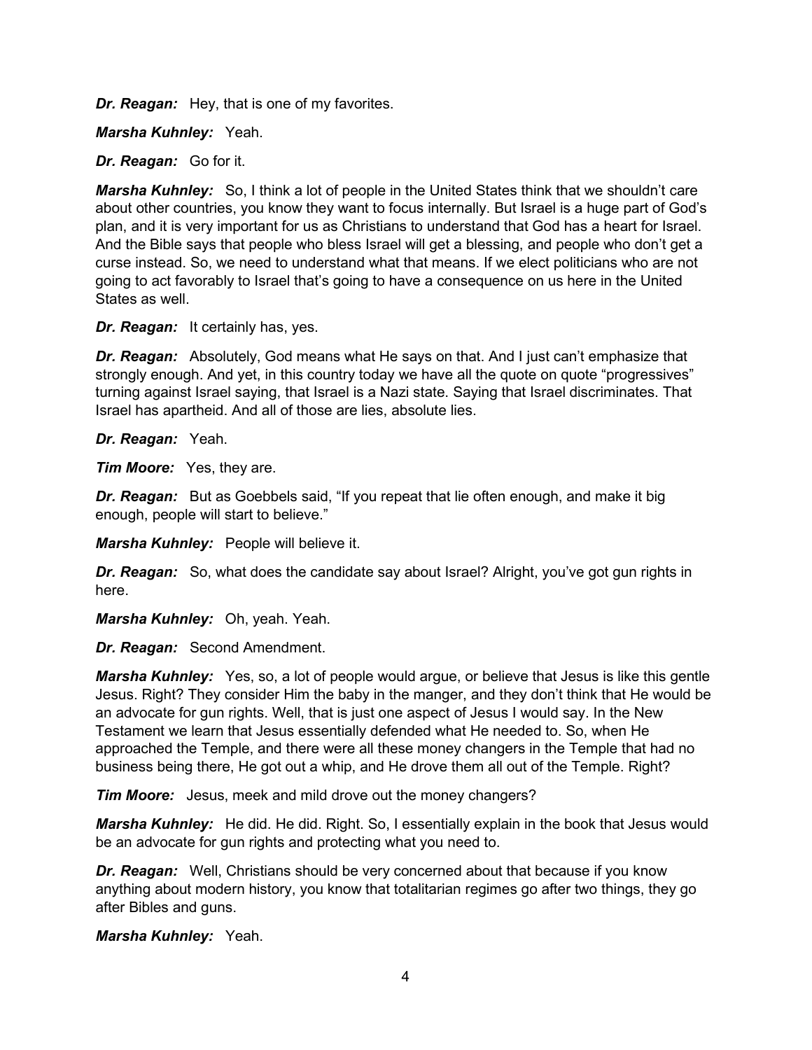***Dr. Reagan:*** Hey, that is one of my favorites.

***Marsha Kuhnley:*** Yeah.

***Dr. Reagan:*** Go for it.

***Marsha Kuhnley:*** So, I think a lot of people in the United States think that we shouldn't care about other countries, you know they want to focus internally. But Israel is a huge part of God's plan, and it is very important for us as Christians to understand that God has a heart for Israel. And the Bible says that people who bless Israel will get a blessing, and people who don't get a curse instead. So, we need to understand what that means. If we elect politicians who are not going to act favorably to Israel that's going to have a consequence on us here in the United States as well.

***Dr. Reagan:*** It certainly has, yes.

***Dr. Reagan:*** Absolutely, God means what He says on that. And I just can't emphasize that strongly enough. And yet, in this country today we have all the quote on quote "progressives" turning against Israel saying, that Israel is a Nazi state. Saying that Israel discriminates. That Israel has apartheid. And all of those are lies, absolute lies.

***Dr. Reagan:*** Yeah.

***Tim Moore:*** Yes, they are.

***Dr. Reagan:*** But as Goebbels said, "If you repeat that lie often enough, and make it big enough, people will start to believe."

***Marsha Kuhnley:*** People will believe it.

***Dr. Reagan:*** So, what does the candidate say about Israel? Alright, you've got gun rights in here.

***Marsha Kuhnley:*** Oh, yeah. Yeah.

***Dr. Reagan:*** Second Amendment.

***Marsha Kuhnley:*** Yes, so, a lot of people would argue, or believe that Jesus is like this gentle Jesus. Right? They consider Him the baby in the manger, and they don't think that He would be an advocate for gun rights. Well, that is just one aspect of Jesus I would say. In the New Testament we learn that Jesus essentially defended what He needed to. So, when He approached the Temple, and there were all these money changers in the Temple that had no business being there, He got out a whip, and He drove them all out of the Temple. Right?

***Tim Moore:*** Jesus, meek and mild drove out the money changers?

***Marsha Kuhnley:*** He did. He did. Right. So, I essentially explain in the book that Jesus would be an advocate for gun rights and protecting what you need to.

***Dr. Reagan:*** Well, Christians should be very concerned about that because if you know anything about modern history, you know that totalitarian regimes go after two things, they go after Bibles and guns.

***Marsha Kuhnley:*** Yeah.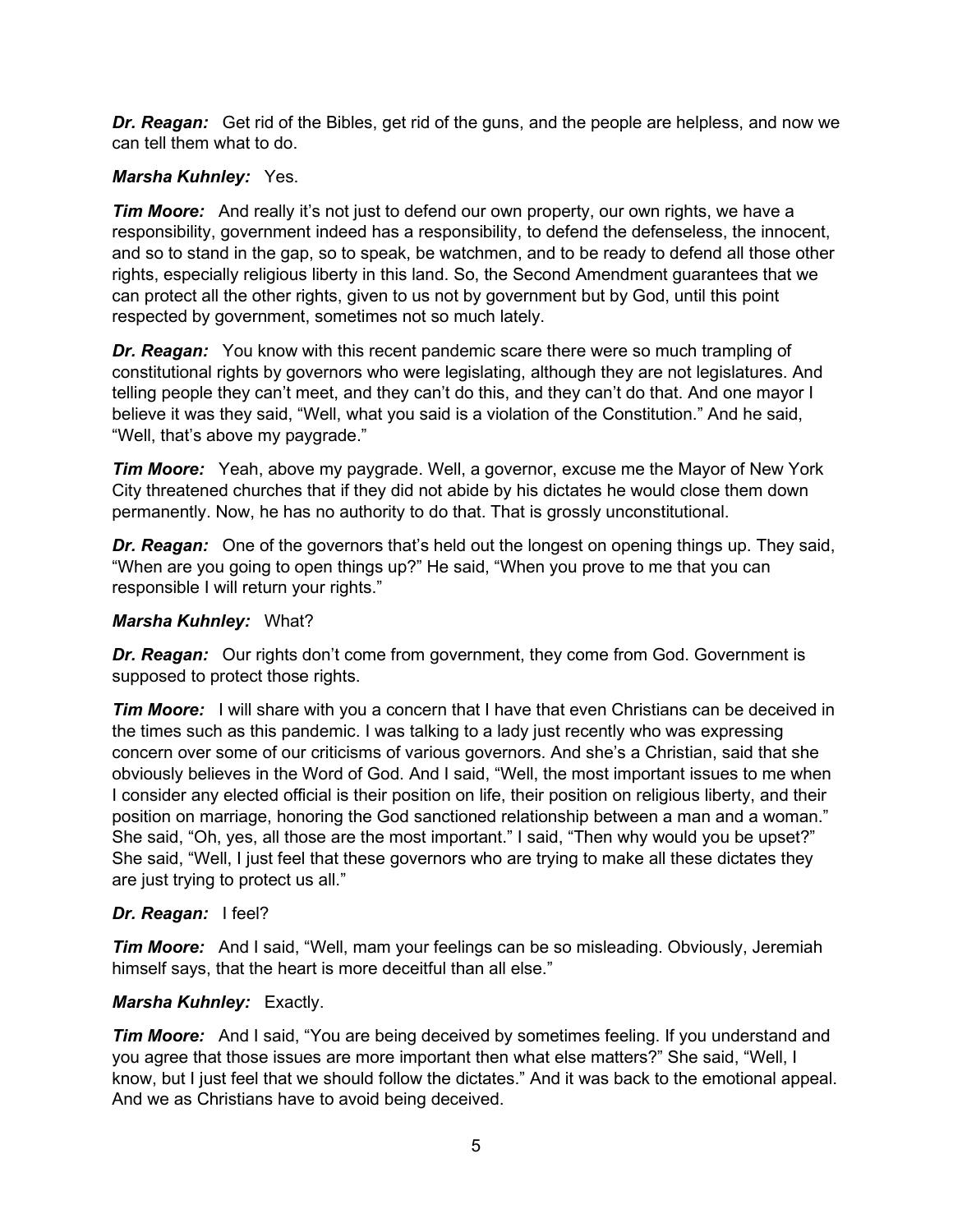***Dr. Reagan:*** Get rid of the Bibles, get rid of the guns, and the people are helpless, and now we can tell them what to do.

***Marsha Kuhnley:*** Yes.

***Tim Moore:*** And really it's not just to defend our own property, our own rights, we have a responsibility, government indeed has a responsibility, to defend the defenseless, the innocent, and so to stand in the gap, so to speak, be watchmen, and to be ready to defend all those other rights, especially religious liberty in this land. So, the Second Amendment guarantees that we can protect all the other rights, given to us not by government but by God, until this point respected by government, sometimes not so much lately.

***Dr. Reagan:*** You know with this recent pandemic scare there were so much trampling of constitutional rights by governors who were legislating, although they are not legislatures. And telling people they can't meet, and they can't do this, and they can't do that. And one mayor I believe it was they said, "Well, what you said is a violation of the Constitution." And he said, "Well, that's above my paygrade."

***Tim Moore:*** Yeah, above my paygrade. Well, a governor, excuse me the Mayor of New York City threatened churches that if they did not abide by his dictates he would close them down permanently. Now, he has no authority to do that. That is grossly unconstitutional.

***Dr. Reagan:*** One of the governors that's held out the longest on opening things up. They said, "When are you going to open things up?" He said, "When you prove to me that you can responsible I will return your rights."

***Marsha Kuhnley:*** What?

***Dr. Reagan:*** Our rights don't come from government, they come from God. Government is supposed to protect those rights.

***Tim Moore:*** I will share with you a concern that I have that even Christians can be deceived in the times such as this pandemic. I was talking to a lady just recently who was expressing concern over some of our criticisms of various governors. And she's a Christian, said that she obviously believes in the Word of God. And I said, "Well, the most important issues to me when I consider any elected official is their position on life, their position on religious liberty, and their position on marriage, honoring the God sanctioned relationship between a man and a woman." She said, "Oh, yes, all those are the most important." I said, "Then why would you be upset?" She said, "Well, I just feel that these governors who are trying to make all these dictates they are just trying to protect us all."

***Dr. Reagan:*** I feel?

***Tim Moore:*** And I said, "Well, mam your feelings can be so misleading. Obviously, Jeremiah himself says, that the heart is more deceitful than all else."

***Marsha Kuhnley:*** Exactly.

***Tim Moore:*** And I said, "You are being deceived by sometimes feeling. If you understand and you agree that those issues are more important then what else matters?" She said, "Well, I know, but I just feel that we should follow the dictates." And it was back to the emotional appeal. And we as Christians have to avoid being deceived.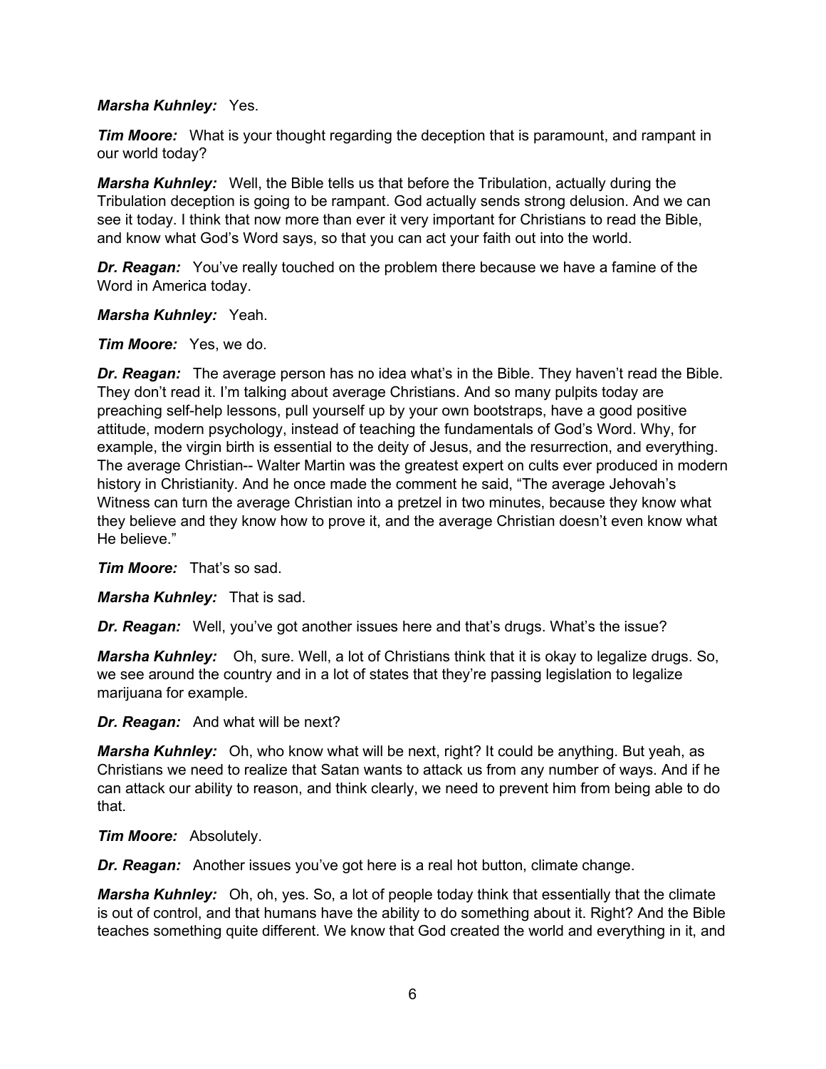***Marsha Kuhnley:*** Yes.

***Tim Moore:*** What is your thought regarding the deception that is paramount, and rampant in our world today?

***Marsha Kuhnley:*** Well, the Bible tells us that before the Tribulation, actually during the Tribulation deception is going to be rampant. God actually sends strong delusion. And we can see it today. I think that now more than ever it very important for Christians to read the Bible, and know what God's Word says, so that you can act your faith out into the world.

***Dr. Reagan:*** You've really touched on the problem there because we have a famine of the Word in America today.

***Marsha Kuhnley:*** Yeah.

***Tim Moore:*** Yes, we do.

***Dr. Reagan:*** The average person has no idea what's in the Bible. They haven't read the Bible. They don't read it. I'm talking about average Christians. And so many pulpits today are preaching self-help lessons, pull yourself up by your own bootstraps, have a good positive attitude, modern psychology, instead of teaching the fundamentals of God's Word. Why, for example, the virgin birth is essential to the deity of Jesus, and the resurrection, and everything. The average Christian-- Walter Martin was the greatest expert on cults ever produced in modern history in Christianity. And he once made the comment he said, "The average Jehovah's Witness can turn the average Christian into a pretzel in two minutes, because they know what they believe and they know how to prove it, and the average Christian doesn't even know what He believe."

***Tim Moore:*** That's so sad.

***Marsha Kuhnley:*** That is sad.

***Dr. Reagan:*** Well, you've got another issues here and that's drugs. What's the issue?

***Marsha Kuhnley:*** Oh, sure. Well, a lot of Christians think that it is okay to legalize drugs. So, we see around the country and in a lot of states that they're passing legislation to legalize marijuana for example.

***Dr. Reagan:*** And what will be next?

***Marsha Kuhnley:*** Oh, who know what will be next, right? It could be anything. But yeah, as Christians we need to realize that Satan wants to attack us from any number of ways. And if he can attack our ability to reason, and think clearly, we need to prevent him from being able to do that.

***Tim Moore:*** Absolutely.

***Dr. Reagan:*** Another issues you've got here is a real hot button, climate change.

***Marsha Kuhnley:*** Oh, oh, yes. So, a lot of people today think that essentially that the climate is out of control, and that humans have the ability to do something about it. Right? And the Bible teaches something quite different. We know that God created the world and everything in it, and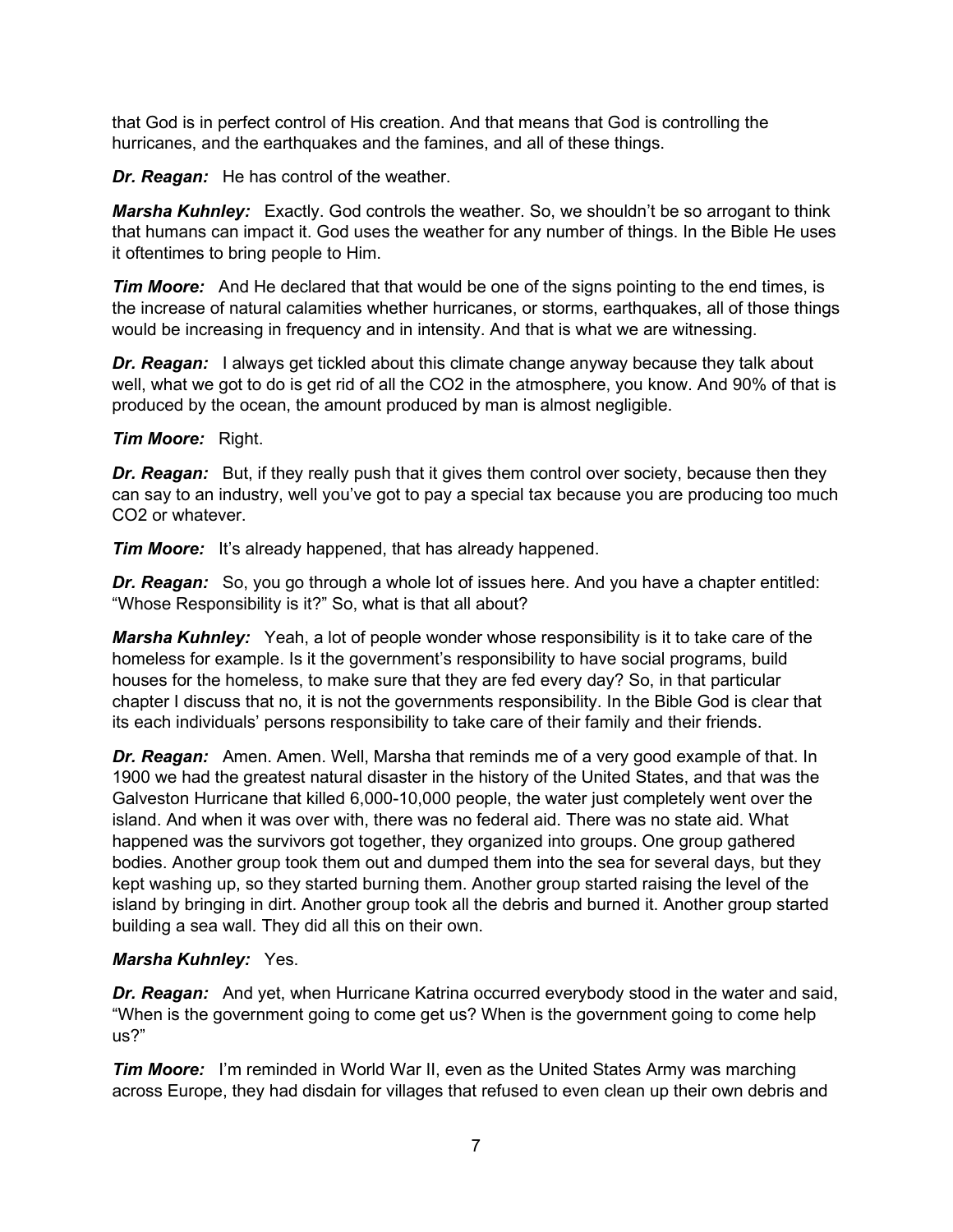that God is in perfect control of His creation. And that means that God is controlling the hurricanes, and the earthquakes and the famines, and all of these things.

***Dr. Reagan:*** He has control of the weather.

***Marsha Kuhnley:*** Exactly. God controls the weather. So, we shouldn't be so arrogant to think that humans can impact it. God uses the weather for any number of things. In the Bible He uses it oftentimes to bring people to Him.

***Tim Moore:*** And He declared that that would be one of the signs pointing to the end times, is the increase of natural calamities whether hurricanes, or storms, earthquakes, all of those things would be increasing in frequency and in intensity. And that is what we are witnessing.

***Dr. Reagan:*** I always get tickled about this climate change anyway because they talk about well, what we got to do is get rid of all the $CO_2$ in the atmosphere, you know. And 90% of that is produced by the ocean, the amount produced by man is almost negligible.

***Tim Moore:*** Right.

***Dr. Reagan:*** But, if they really push that it gives them control over society, because then they can say to an industry, well you've got to pay a special tax because you are producing too much $CO_2$ or whatever.

***Tim Moore:*** It's already happened, that has already happened.

***Dr. Reagan:*** So, you go through a whole lot of issues here. And you have a chapter entitled: "Whose Responsibility is it?" So, what is that all about?

***Marsha Kuhnley:*** Yeah, a lot of people wonder whose responsibility is it to take care of the homeless for example. Is it the government's responsibility to have social programs, build houses for the homeless, to make sure that they are fed every day? So, in that particular chapter I discuss that no, it is not the governments responsibility. In the Bible God is clear that its each individuals' persons responsibility to take care of their family and their friends.

***Dr. Reagan:*** Amen. Amen. Well, Marsha that reminds me of a very good example of that. In 1900 we had the greatest natural disaster in the history of the United States, and that was the Galveston Hurricane that killed 6,000-10,000 people, the water just completely went over the island. And when it was over with, there was no federal aid. There was no state aid. What happened was the survivors got together, they organized into groups. One group gathered bodies. Another group took them out and dumped them into the sea for several days, but they kept washing up, so they started burning them. Another group started raising the level of the island by bringing in dirt. Another group took all the debris and burned it. Another group started building a sea wall. They did all this on their own.

***Marsha Kuhnley:*** Yes.

***Dr. Reagan:*** And yet, when Hurricane Katrina occurred everybody stood in the water and said, "When is the government going to come get us? When is the government going to come help us?"

***Tim Moore:*** I'm reminded in World War II, even as the United States Army was marching across Europe, they had disdain for villages that refused to even clean up their own debris and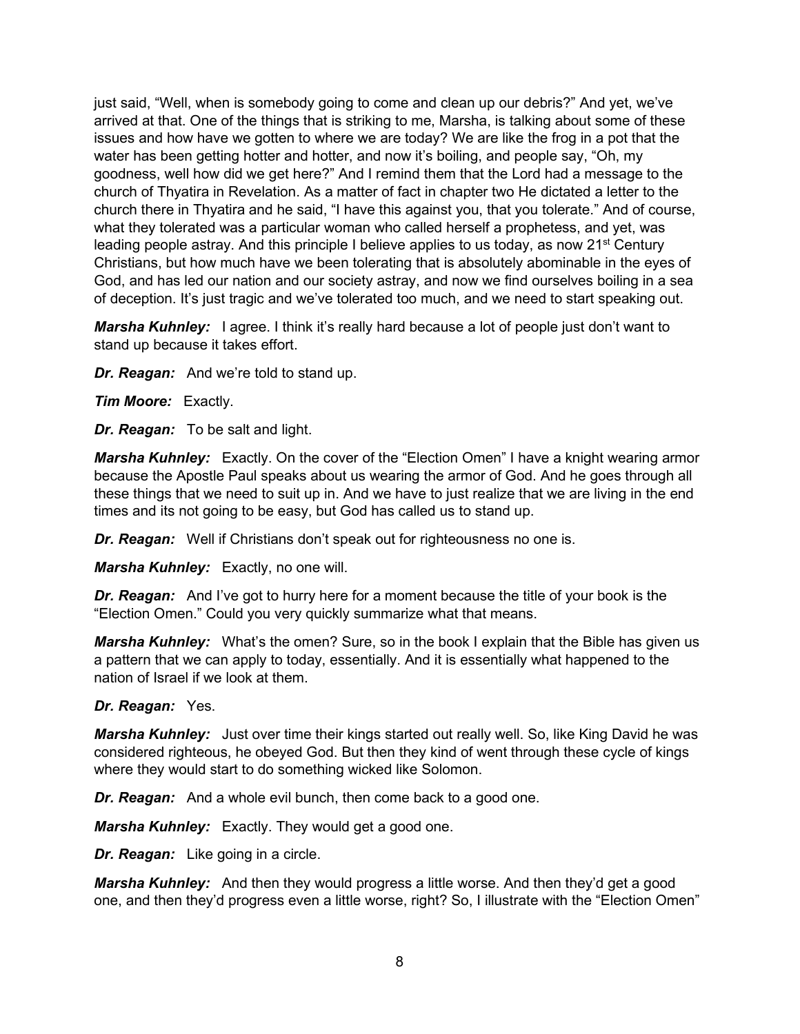just said, "Well, when is somebody going to come and clean up our debris?" And yet, we've arrived at that. One of the things that is striking to me, Marsha, is talking about some of these issues and how have we gotten to where we are today? We are like the frog in a pot that the water has been getting hotter and hotter, and now it's boiling, and people say, "Oh, my goodness, well how did we get here?" And I remind them that the Lord had a message to the church of Thyatira in Revelation. As a matter of fact in chapter two He dictated a letter to the church there in Thyatira and he said, "I have this against you, that you tolerate." And of course, what they tolerated was a particular woman who called herself a prophetess, and yet, was leading people astray. And this principle I believe applies to us today, as now 21st Century Christians, but how much have we been tolerating that is absolutely abominable in the eyes of God, and has led our nation and our society astray, and now we find ourselves boiling in a sea of deception. It's just tragic and we've tolerated too much, and we need to start speaking out.

***Marsha Kuhnley:*** I agree. I think it's really hard because a lot of people just don't want to stand up because it takes effort.

***Dr. Reagan:*** And we're told to stand up.

***Tim Moore:*** Exactly.

***Dr. Reagan:*** To be salt and light.

***Marsha Kuhnley:*** Exactly. On the cover of the "Election Omen" I have a knight wearing armor because the Apostle Paul speaks about us wearing the armor of God. And he goes through all these things that we need to suit up in. And we have to just realize that we are living in the end times and its not going to be easy, but God has called us to stand up.

***Dr. Reagan:*** Well if Christians don't speak out for righteousness no one is.

***Marsha Kuhnley:*** Exactly, no one will.

***Dr. Reagan:*** And I've got to hurry here for a moment because the title of your book is the "Election Omen." Could you very quickly summarize what that means.

***Marsha Kuhnley:*** What's the omen? Sure, so in the book I explain that the Bible has given us a pattern that we can apply to today, essentially. And it is essentially what happened to the nation of Israel if we look at them.

***Dr. Reagan:*** Yes.

***Marsha Kuhnley:*** Just over time their kings started out really well. So, like King David he was considered righteous, he obeyed God. But then they kind of went through these cycle of kings where they would start to do something wicked like Solomon.

***Dr. Reagan:*** And a whole evil bunch, then come back to a good one.

***Marsha Kuhnley:*** Exactly. They would get a good one.

***Dr. Reagan:*** Like going in a circle.

***Marsha Kuhnley:*** And then they would progress a little worse. And then they'd get a good one, and then they'd progress even a little worse, right? So, I illustrate with the "Election Omen"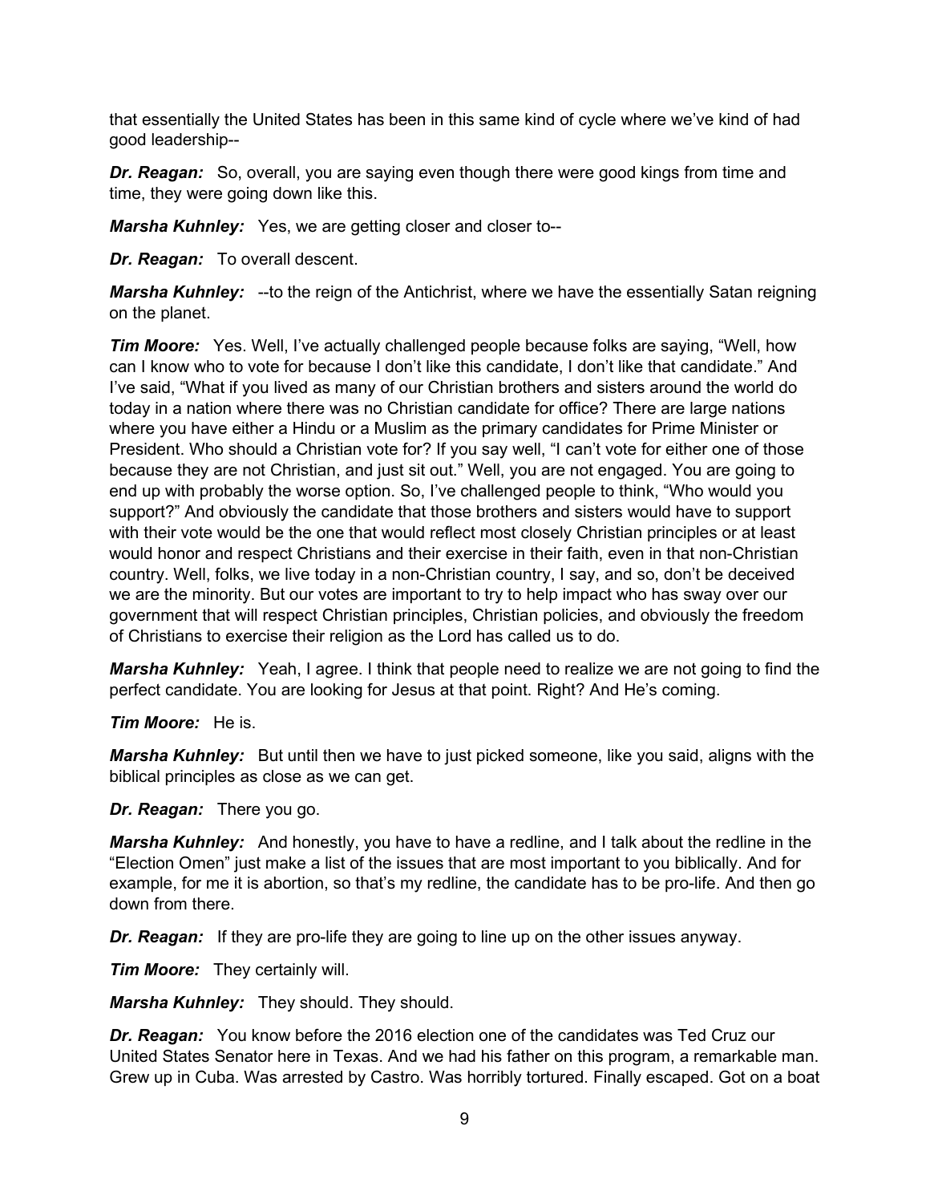that essentially the United States has been in this same kind of cycle where we've kind of had good leadership--

***Dr. Reagan:*** So, overall, you are saying even though there were good kings from time and time, they were going down like this.

***Marsha Kuhnley:*** Yes, we are getting closer and closer to--

***Dr. Reagan:*** To overall descent.

***Marsha Kuhnley:*** --to the reign of the Antichrist, where we have the essentially Satan reigning on the planet.

***Tim Moore:*** Yes. Well, I've actually challenged people because folks are saying, "Well, how can I know who to vote for because I don't like this candidate, I don't like that candidate." And I've said, "What if you lived as many of our Christian brothers and sisters around the world do today in a nation where there was no Christian candidate for office? There are large nations where you have either a Hindu or a Muslim as the primary candidates for Prime Minister or President. Who should a Christian vote for? If you say well, "I can't vote for either one of those because they are not Christian, and just sit out." Well, you are not engaged. You are going to end up with probably the worse option. So, I've challenged people to think, "Who would you support?" And obviously the candidate that those brothers and sisters would have to support with their vote would be the one that would reflect most closely Christian principles or at least would honor and respect Christians and their exercise in their faith, even in that non-Christian country. Well, folks, we live today in a non-Christian country, I say, and so, don't be deceived we are the minority. But our votes are important to try to help impact who has sway over our government that will respect Christian principles, Christian policies, and obviously the freedom of Christians to exercise their religion as the Lord has called us to do.

***Marsha Kuhnley:*** Yeah, I agree. I think that people need to realize we are not going to find the perfect candidate. You are looking for Jesus at that point. Right? And He's coming.

***Tim Moore:*** He is.

***Marsha Kuhnley:*** But until then we have to just picked someone, like you said, aligns with the biblical principles as close as we can get.

***Dr. Reagan:*** There you go.

***Marsha Kuhnley:*** And honestly, you have to have a redline, and I talk about the redline in the "Election Omen" just make a list of the issues that are most important to you biblically. And for example, for me it is abortion, so that's my redline, the candidate has to be pro-life. And then go down from there.

***Dr. Reagan:*** If they are pro-life they are going to line up on the other issues anyway.

***Tim Moore:*** They certainly will.

***Marsha Kuhnley:*** They should. They should.

***Dr. Reagan:*** You know before the 2016 election one of the candidates was Ted Cruz our United States Senator here in Texas. And we had his father on this program, a remarkable man. Grew up in Cuba. Was arrested by Castro. Was horribly tortured. Finally escaped. Got on a boat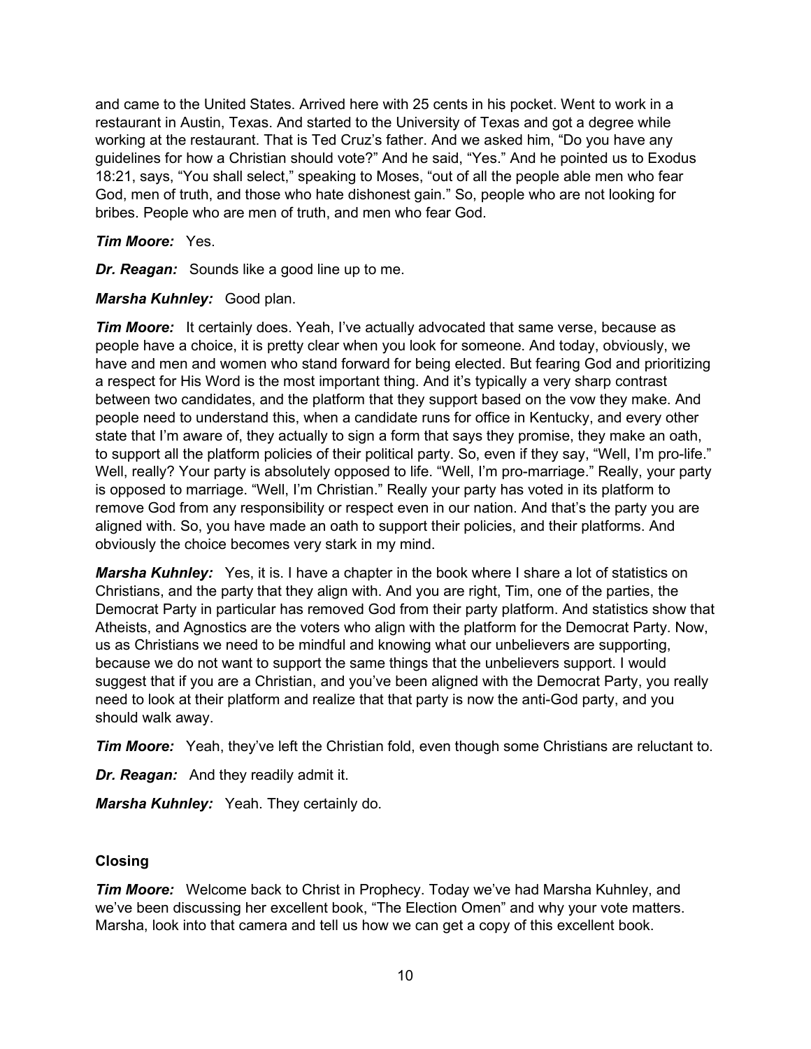and came to the United States. Arrived here with 25 cents in his pocket. Went to work in a restaurant in Austin, Texas. And started to the University of Texas and got a degree while working at the restaurant. That is Ted Cruz's father. And we asked him, "Do you have any guidelines for how a Christian should vote?" And he said, "Yes." And he pointed us to Exodus 18:21, says, "You shall select," speaking to Moses, "out of all the people able men who fear God, men of truth, and those who hate dishonest gain." So, people who are not looking for bribes. People who are men of truth, and men who fear God.

***Tim Moore:*** Yes.

***Dr. Reagan:*** Sounds like a good line up to me.

***Marsha Kuhnley:*** Good plan.

***Tim Moore:*** It certainly does. Yeah, I've actually advocated that same verse, because as people have a choice, it is pretty clear when you look for someone. And today, obviously, we have and men and women who stand forward for being elected. But fearing God and prioritizing a respect for His Word is the most important thing. And it's typically a very sharp contrast between two candidates, and the platform that they support based on the vow they make. And people need to understand this, when a candidate runs for office in Kentucky, and every other state that I'm aware of, they actually to sign a form that says they promise, they make an oath, to support all the platform policies of their political party. So, even if they say, "Well, I'm pro-life." Well, really? Your party is absolutely opposed to life. "Well, I'm pro-marriage." Really, your party is opposed to marriage. "Well, I'm Christian." Really your party has voted in its platform to remove God from any responsibility or respect even in our nation. And that's the party you are aligned with. So, you have made an oath to support their policies, and their platforms. And obviously the choice becomes very stark in my mind.

***Marsha Kuhnley:*** Yes, it is. I have a chapter in the book where I share a lot of statistics on Christians, and the party that they align with. And you are right, Tim, one of the parties, the Democrat Party in particular has removed God from their party platform. And statistics show that Atheists, and Agnostics are the voters who align with the platform for the Democrat Party. Now, us as Christians we need to be mindful and knowing what our unbelievers are supporting, because we do not want to support the same things that the unbelievers support. I would suggest that if you are a Christian, and you've been aligned with the Democrat Party, you really need to look at their platform and realize that that party is now the anti-God party, and you should walk away.

***Tim Moore:*** Yeah, they've left the Christian fold, even though some Christians are reluctant to.

***Dr. Reagan:*** And they readily admit it.

***Marsha Kuhnley:*** Yeah. They certainly do.

**Closing**

***Tim Moore:*** Welcome back to Christ in Prophecy. Today we've had Marsha Kuhnley, and we've been discussing her excellent book, "The Election Omen" and why your vote matters. Marsha, look into that camera and tell us how we can get a copy of this excellent book.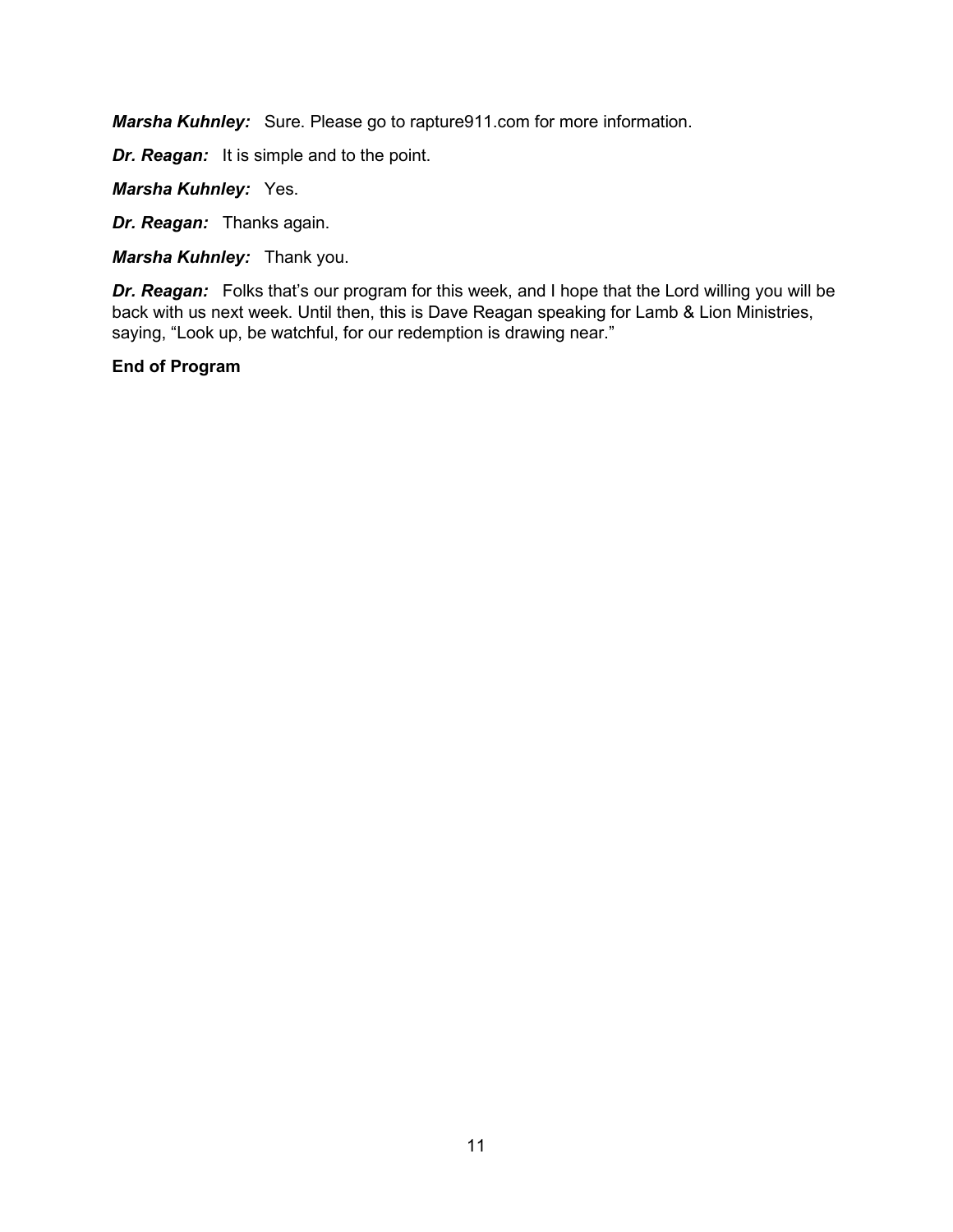***Marsha Kuhnley:*** Sure. Please go to rapture911.com for more information.

***Dr. Reagan:*** It is simple and to the point.

***Marsha Kuhnley:*** Yes.

***Dr. Reagan:*** Thanks again.

***Marsha Kuhnley:*** Thank you.

***Dr. Reagan:*** Folks that's our program for this week, and I hope that the Lord willing you will be back with us next week. Until then, this is Dave Reagan speaking for Lamb & Lion Ministries, saying, "Look up, be watchful, for our redemption is drawing near."

**End of Program**